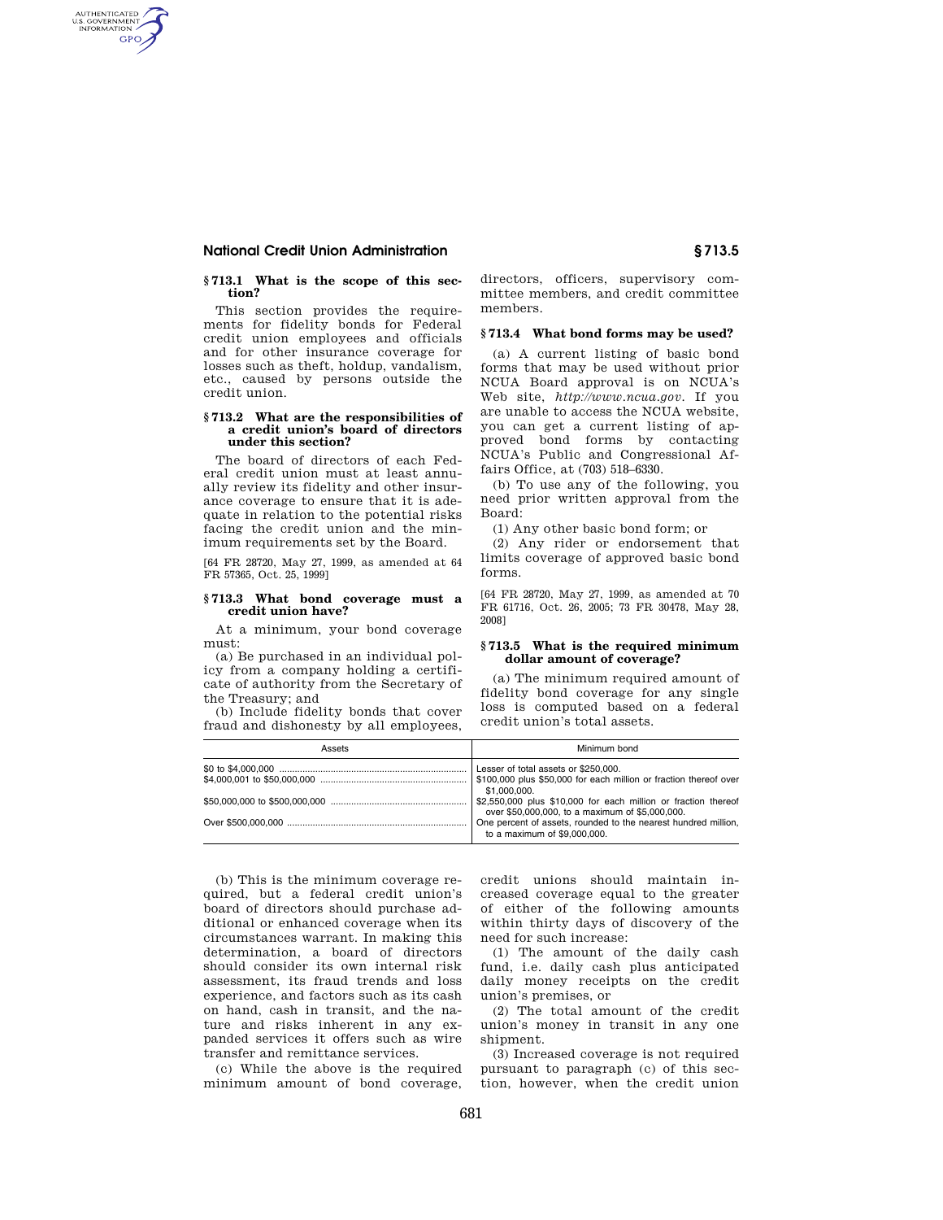### § 713.1 What is the scope of this section?

This section provides the requirements for fidelity bonds for Federal credit union employees and officials and for other insurance coverage for losses such as theft, holdup, vandalism, etc., caused by persons outside the credit union.

### § 713.2 What are the responsibilities of a credit union's board of directors under this section?

The board of directors of each Federal credit union must at least annually review its fidelity and other insurance coverage to ensure that it is adequate in relation to the potential risks facing the credit union and the minimum requirements set by the Board.

[64 FR 28720, May 27, 1999, as amended at 64 FR 57365, Oct. 25, 1999]

### § 713.3 What bond coverage must a credit union have?

At a minimum, your bond coverage must:

(a) Be purchased in an individual policy from a company holding a certificate of authority from the Secretary of the Treasury; and

(b) Include fidelity bonds that cover fraud and dishonesty by all employees, directors, officers, supervisory committee members, and credit committee members.

### § 713.4 What bond forms may be used?

(a) A current listing of basic bond forms that may be used without prior NCUA Board approval is on NCUA's Web site, *http://www.ncua.gov*. If you are unable to access the NCUA website, you can get a current listing of approved bond forms by contacting NCUA's Public and Congressional Affairs Office, at (703) 518–6330.

(b) To use any of the following, you need prior written approval from the Board:

(1) Any other basic bond form; or

(2) Any rider or endorsement that limits coverage of approved basic bond forms.

[64 FR 28720, May 27, 1999, as amended at 70 FR 61716, Oct. 26, 2005; 73 FR 30478, May 28, 2008]

### § 713.5 What is the required minimum dollar amount of coverage?

(a) The minimum required amount of fidelity bond coverage for any single loss is computed based on a federal credit union's total assets.

| Assets | Minimum bond |
|---|---|
| $0 to $4,000,000 | Lesser of total assets or $250,000. |
| $4,000,001 to $50,000,000 | $100,000 plus $50,000 for each million or fraction thereof over $1,000,000. |
| $50,000,000 to $500,000,000 | $2,550,000 plus $10,000 for each million or fraction thereof over $50,000,000, to a maximum of $5,000,000. |
| Over $500,000,000 | One percent of assets, rounded to the nearest hundred million, to a maximum of $9,000,000. |

(b) This is the minimum coverage required, but a federal credit union's board of directors should purchase additional or enhanced coverage when its circumstances warrant. In making this determination, a board of directors should consider its own internal risk assessment, its fraud trends and loss experience, and factors such as its cash on hand, cash in transit, and the nature and risks inherent in any expanded services it offers such as wire transfer and remittance services.

(c) While the above is the required minimum amount of bond coverage, credit unions should maintain increased coverage equal to the greater of either of the following amounts within thirty days of discovery of the need for such increase:

(1) The amount of the daily cash fund, i.e. daily cash plus anticipated daily money receipts on the credit union's premises, or

(2) The total amount of the credit union's money in transit in any one shipment.

(3) Increased coverage is not required pursuant to paragraph (c) of this section, however, when the credit union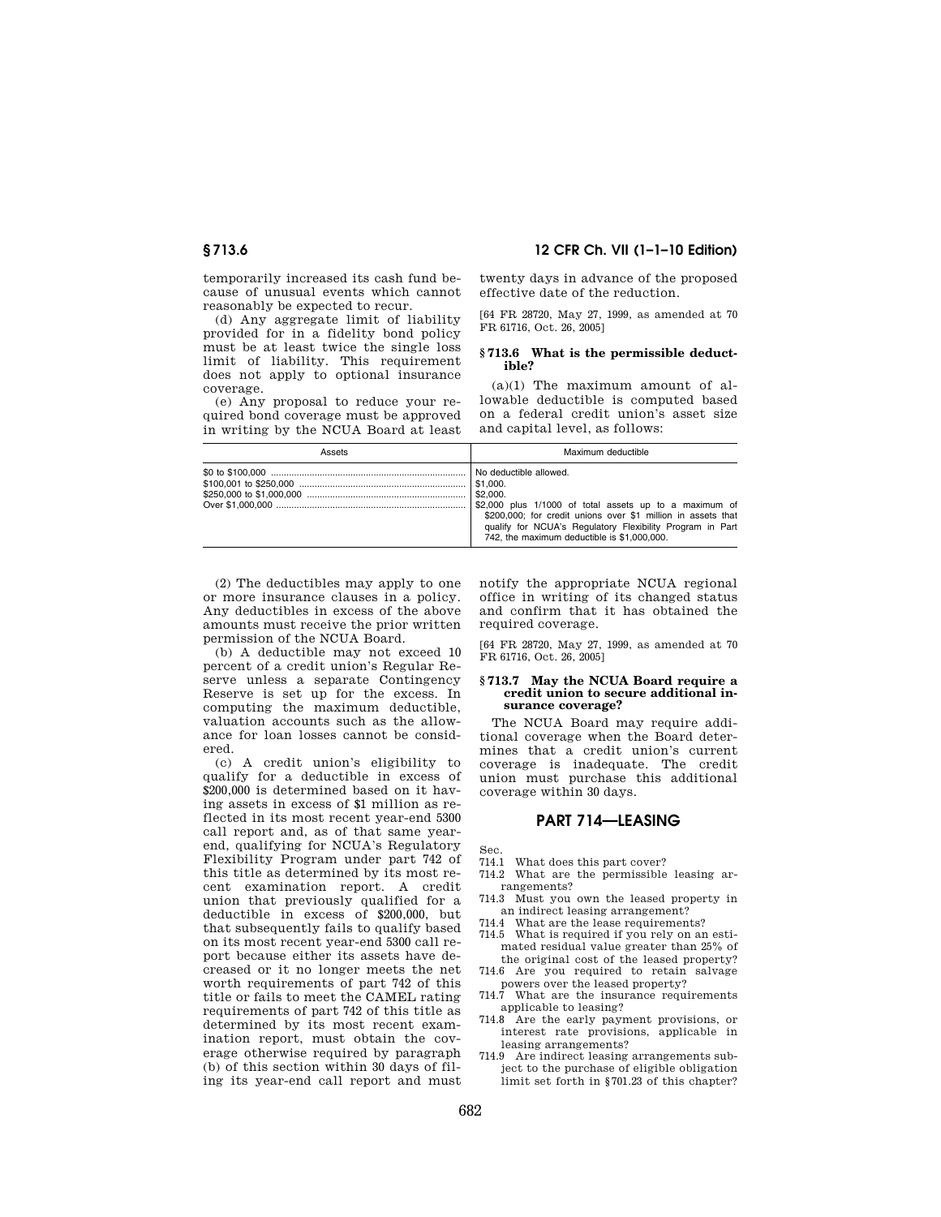temporarily increased its cash fund because of unusual events which cannot reasonably be expected to recur.

(d) Any aggregate limit of liability provided for in a fidelity bond policy must be at least twice the single loss limit of liability. This requirement does not apply to optional insurance coverage.

(e) Any proposal to reduce your required bond coverage must be approved in writing by the NCUA Board at least twenty days in advance of the proposed effective date of the reduction.

[64 FR 28720, May 27, 1999, as amended at 70 FR 61716, Oct. 26, 2005]

### § 713.6 What is the permissible deductible?

(a)(1) The maximum amount of allowable deductible is computed based on a federal credit union's asset size and capital level, as follows:

| Assets | Maximum deductible |
|---|---|
| $0 to $100,000 | No deductible allowed. |
| $100,001 to $250,000 | $1,000. |
| $250,000 to $1,000,000 | $2,000. |
| Over $1,000,000 | $2,000 plus 1/1000 of total assets up to a maximum of $200,000; for credit unions over $1 million in assets that qualify for NCUA's Regulatory Flexibility Program in Part 742, the maximum deductible is $1,000,000. |

(2) The deductibles may apply to one or more insurance clauses in a policy. Any deductibles in excess of the above amounts must receive the prior written permission of the NCUA Board.

(b) A deductible may not exceed 10 percent of a credit union's Regular Reserve unless a separate Contingency Reserve is set up for the excess. In computing the maximum deductible, valuation accounts such as the allowance for loan losses cannot be considered.

(c) A credit union's eligibility to qualify for a deductible in excess of $200,000 is determined based on it having assets in excess of $1 million as reflected in its most recent year-end 5300 call report and, as of that same year-end, qualifying for NCUA's Regulatory Flexibility Program under part 742 of this title as determined by its most recent examination report. A credit union that previously qualified for a deductible in excess of $200,000, but that subsequently fails to qualify based on its most recent year-end 5300 call report because either its assets have decreased or it no longer meets the net worth requirements of part 742 of this title or fails to meet the CAMEL rating requirements of part 742 of this title as determined by its most recent examination report, must obtain the coverage otherwise required by paragraph (b) of this section within 30 days of filing its year-end call report and must notify the appropriate NCUA regional office in writing of its changed status and confirm that it has obtained the required coverage.

[64 FR 28720, May 27, 1999, as amended at 70 FR 61716, Oct. 26, 2005]

### § 713.7 May the NCUA Board require a credit union to secure additional insurance coverage?

The NCUA Board may require additional coverage when the Board determines that a credit union's current coverage is inadequate. The credit union must purchase this additional coverage within 30 days.

## PART 714—LEASING

Sec.
- 714.1 What does this part cover?
- 714.2 What are the permissible leasing arrangements?
- 714.3 Must you own the leased property in an indirect leasing arrangement?
- 714.4 What are the lease requirements?
- 714.5 What is required if you rely on an estimated residual value greater than 25% of the original cost of the leased property?
- 714.6 Are you required to retain salvage powers over the leased property?
- 714.7 What are the insurance requirements applicable to leasing?
- 714.8 Are the early payment provisions, or interest rate provisions, applicable in leasing arrangements?
- 714.9 Are indirect leasing arrangements subject to the purchase of eligible obligation limit set forth in §701.23 of this chapter?